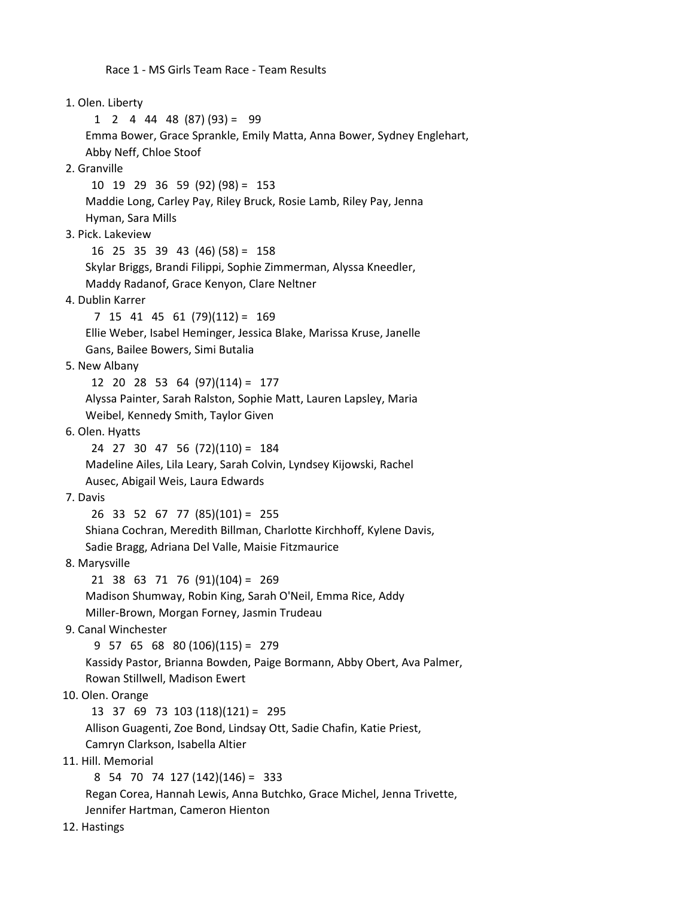Race 1 - MS Girls Team Race - Team Results

1. Olen. Liberty
   1 2 4 44 48 (87) (93) = 99
   Emma Bower, Grace Sprankle, Emily Matta, Anna Bower, Sydney Englehart, Abby Neff, Chloe Stoof
2. Granville
   10 19 29 36 59 (92) (98) = 153
   Maddie Long, Carley Pay, Riley Bruck, Rosie Lamb, Riley Pay, Jenna Hyman, Sara Mills
3. Pick. Lakeview
   16 25 35 39 43 (46) (58) = 158
   Skylar Briggs, Brandi Filippi, Sophie Zimmerman, Alyssa Kneedler, Maddy Radanof, Grace Kenyon, Clare Neltner
4. Dublin Karrer
   7 15 41 45 61 (79)(112) = 169
   Ellie Weber, Isabel Heminger, Jessica Blake, Marissa Kruse, Janelle Gans, Bailee Bowers, Simi Butalia
5. New Albany
   12 20 28 53 64 (97)(114) = 177
   Alyssa Painter, Sarah Ralston, Sophie Matt, Lauren Lapsley, Maria Weibel, Kennedy Smith, Taylor Given
6. Olen. Hyatts
   24 27 30 47 56 (72)(110) = 184
   Madeline Ailes, Lila Leary, Sarah Colvin, Lyndsey Kijowski, Rachel Ausec, Abigail Weis, Laura Edwards
7. Davis
   26 33 52 67 77 (85)(101) = 255
   Shiana Cochran, Meredith Billman, Charlotte Kirchhoff, Kylene Davis, Sadie Bragg, Adriana Del Valle, Maisie Fitzmaurice
8. Marysville
   21 38 63 71 76 (91)(104) = 269
   Madison Shumway, Robin King, Sarah O'Neil, Emma Rice, Addy Miller-Brown, Morgan Forney, Jasmin Trudeau
9. Canal Winchester
   9 57 65 68 80 (106)(115) = 279
   Kassidy Pastor, Brianna Bowden, Paige Bormann, Abby Obert, Ava Palmer, Rowan Stillwell, Madison Ewert
10. Olen. Orange
    13 37 69 73 103 (118)(121) = 295
    Allison Guagenti, Zoe Bond, Lindsay Ott, Sadie Chafin, Katie Priest, Camryn Clarkson, Isabella Altier
11. Hill. Memorial
    8 54 70 74 127 (142)(146) = 333
    Regan Corea, Hannah Lewis, Anna Butchko, Grace Michel, Jenna Trivette, Jennifer Hartman, Cameron Hienton
12. Hastings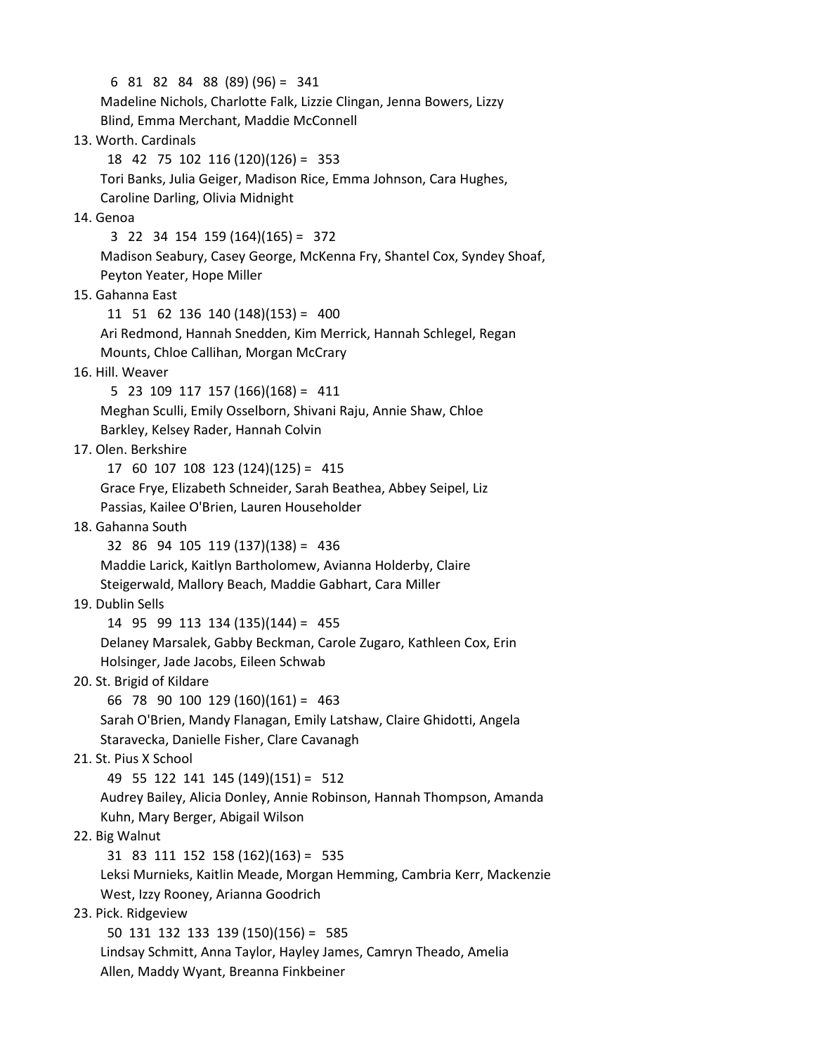6 81 82 84 88 (89) (96) = 341
Madeline Nichols, Charlotte Falk, Lizzie Clingan, Jenna Bowers, Lizzy Blind, Emma Merchant, Maddie McConnell

13. Worth. Cardinals
18 42 75 102 116 (120)(126) = 353
Tori Banks, Julia Geiger, Madison Rice, Emma Johnson, Cara Hughes, Caroline Darling, Olivia Midnight

14. Genoa
3 22 34 154 159 (164)(165) = 372
Madison Seabury, Casey George, McKenna Fry, Shantel Cox, Syndey Shoaf, Peyton Yeater, Hope Miller

15. Gahanna East
11 51 62 136 140 (148)(153) = 400
Ari Redmond, Hannah Snedden, Kim Merrick, Hannah Schlegel, Regan Mounts, Chloe Callihan, Morgan McCrary

16. Hill. Weaver
5 23 109 117 157 (166)(168) = 411
Meghan Sculli, Emily Osselborn, Shivani Raju, Annie Shaw, Chloe Barkley, Kelsey Rader, Hannah Colvin

17. Olen. Berkshire
17 60 107 108 123 (124)(125) = 415
Grace Frye, Elizabeth Schneider, Sarah Beathea, Abbey Seipel, Liz Passias, Kailee O'Brien, Lauren Householder

18. Gahanna South
32 86 94 105 119 (137)(138) = 436
Maddie Larick, Kaitlyn Bartholomew, Avianna Holderby, Claire Steigerwald, Mallory Beach, Maddie Gabhart, Cara Miller

19. Dublin Sells
14 95 99 113 134 (135)(144) = 455
Delaney Marsalek, Gabby Beckman, Carole Zugaro, Kathleen Cox, Erin Holsinger, Jade Jacobs, Eileen Schwab

20. St. Brigid of Kildare
66 78 90 100 129 (160)(161) = 463
Sarah O'Brien, Mandy Flanagan, Emily Latshaw, Claire Ghidotti, Angela Staravecka, Danielle Fisher, Clare Cavanagh

21. St. Pius X School
49 55 122 141 145 (149)(151) = 512
Audrey Bailey, Alicia Donley, Annie Robinson, Hannah Thompson, Amanda Kuhn, Mary Berger, Abigail Wilson

22. Big Walnut
31 83 111 152 158 (162)(163) = 535
Leksi Murnieks, Kaitlin Meade, Morgan Hemming, Cambria Kerr, Mackenzie West, Izzy Rooney, Arianna Goodrich

23. Pick. Ridgeview
50 131 132 133 139 (150)(156) = 585
Lindsay Schmitt, Anna Taylor, Hayley James, Camryn Theado, Amelia Allen, Maddy Wyant, Breanna Finkbeiner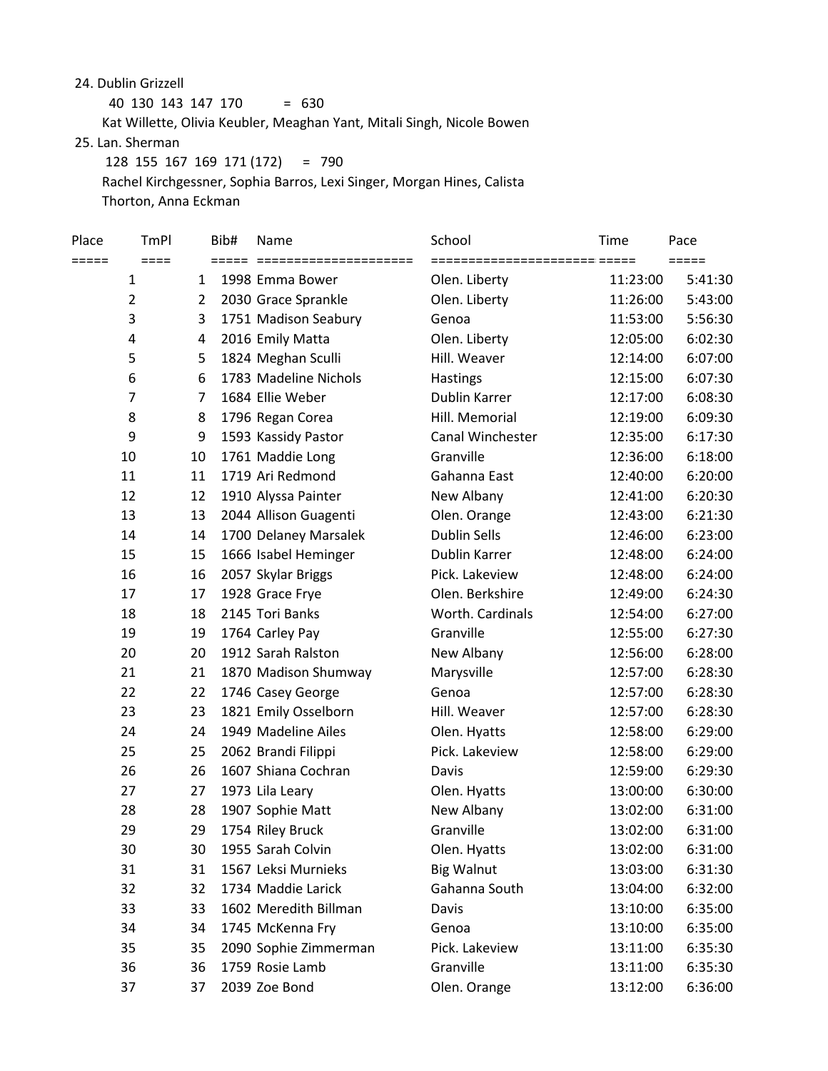24. Dublin Grizzell

40 130 143 147 170 = 630

Kat Willette, Olivia Keubler, Meaghan Yant, Mitali Singh, Nicole Bowen

25. Lan. Sherman

128 155 167 169 171 (172) = 790

Rachel Kirchgessner, Sophia Barros, Lexi Singer, Morgan Hines, Calista Thorton, Anna Eckman

| Place | TmPl | Bib# | Name | School | Time | Pace |
|---|---|---|---|---|---|---|
| 1 | 1 | 1998 | Emma Bower | Olen. Liberty | 11:23:00 | 5:41:30 |
| 2 | 2 | 2030 | Grace Sprankle | Olen. Liberty | 11:26:00 | 5:43:00 |
| 3 | 3 | 1751 | Madison Seabury | Genoa | 11:53:00 | 5:56:30 |
| 4 | 4 | 2016 | Emily Matta | Olen. Liberty | 12:05:00 | 6:02:30 |
| 5 | 5 | 1824 | Meghan Sculli | Hill. Weaver | 12:14:00 | 6:07:00 |
| 6 | 6 | 1783 | Madeline Nichols | Hastings | 12:15:00 | 6:07:30 |
| 7 | 7 | 1684 | Ellie Weber | Dublin Karrer | 12:17:00 | 6:08:30 |
| 8 | 8 | 1796 | Regan Corea | Hill. Memorial | 12:19:00 | 6:09:30 |
| 9 | 9 | 1593 | Kassidy Pastor | Canal Winchester | 12:35:00 | 6:17:30 |
| 10 | 10 | 1761 | Maddie Long | Granville | 12:36:00 | 6:18:00 |
| 11 | 11 | 1719 | Ari Redmond | Gahanna East | 12:40:00 | 6:20:00 |
| 12 | 12 | 1910 | Alyssa Painter | New Albany | 12:41:00 | 6:20:30 |
| 13 | 13 | 2044 | Allison Guagenti | Olen. Orange | 12:43:00 | 6:21:30 |
| 14 | 14 | 1700 | Delaney Marsalek | Dublin Sells | 12:46:00 | 6:23:00 |
| 15 | 15 | 1666 | Isabel Heminger | Dublin Karrer | 12:48:00 | 6:24:00 |
| 16 | 16 | 2057 | Skylar Briggs | Pick. Lakeview | 12:48:00 | 6:24:00 |
| 17 | 17 | 1928 | Grace Frye | Olen. Berkshire | 12:49:00 | 6:24:30 |
| 18 | 18 | 2145 | Tori Banks | Worth. Cardinals | 12:54:00 | 6:27:00 |
| 19 | 19 | 1764 | Carley Pay | Granville | 12:55:00 | 6:27:30 |
| 20 | 20 | 1912 | Sarah Ralston | New Albany | 12:56:00 | 6:28:00 |
| 21 | 21 | 1870 | Madison Shumway | Marysville | 12:57:00 | 6:28:30 |
| 22 | 22 | 1746 | Casey George | Genoa | 12:57:00 | 6:28:30 |
| 23 | 23 | 1821 | Emily Osselborn | Hill. Weaver | 12:57:00 | 6:28:30 |
| 24 | 24 | 1949 | Madeline Ailes | Olen. Hyatts | 12:58:00 | 6:29:00 |
| 25 | 25 | 2062 | Brandi Filippi | Pick. Lakeview | 12:58:00 | 6:29:00 |
| 26 | 26 | 1607 | Shiana Cochran | Davis | 12:59:00 | 6:29:30 |
| 27 | 27 | 1973 | Lila Leary | Olen. Hyatts | 13:00:00 | 6:30:00 |
| 28 | 28 | 1907 | Sophie Matt | New Albany | 13:02:00 | 6:31:00 |
| 29 | 29 | 1754 | Riley Bruck | Granville | 13:02:00 | 6:31:00 |
| 30 | 30 | 1955 | Sarah Colvin | Olen. Hyatts | 13:02:00 | 6:31:00 |
| 31 | 31 | 1567 | Leksi Murnieks | Big Walnut | 13:03:00 | 6:31:30 |
| 32 | 32 | 1734 | Maddie Larick | Gahanna South | 13:04:00 | 6:32:00 |
| 33 | 33 | 1602 | Meredith Billman | Davis | 13:10:00 | 6:35:00 |
| 34 | 34 | 1745 | McKenna Fry | Genoa | 13:10:00 | 6:35:00 |
| 35 | 35 | 2090 | Sophie Zimmerman | Pick. Lakeview | 13:11:00 | 6:35:30 |
| 36 | 36 | 1759 | Rosie Lamb | Granville | 13:11:00 | 6:35:30 |
| 37 | 37 | 2039 | Zoe Bond | Olen. Orange | 13:12:00 | 6:36:00 |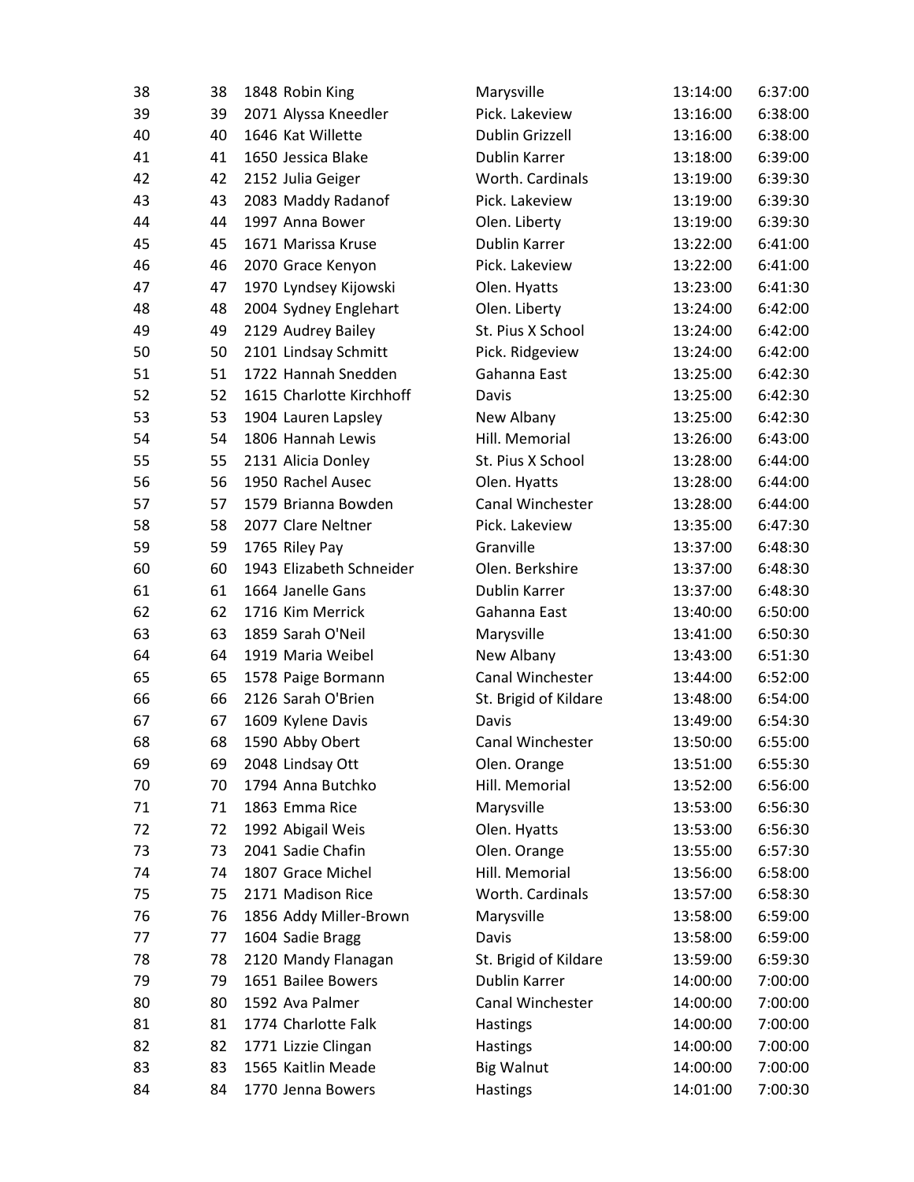| | | | | | |
|---|---|---|---|---|---|
| 38 | 38 | 1848 Robin King | Marysville | 13:14:00 | 6:37:00 |
| 39 | 39 | 2071 Alyssa Kneedler | Pick. Lakeview | 13:16:00 | 6:38:00 |
| 40 | 40 | 1646 Kat Willette | Dublin Grizzell | 13:16:00 | 6:38:00 |
| 41 | 41 | 1650 Jessica Blake | Dublin Karrer | 13:18:00 | 6:39:00 |
| 42 | 42 | 2152 Julia Geiger | Worth. Cardinals | 13:19:00 | 6:39:30 |
| 43 | 43 | 2083 Maddy Radanof | Pick. Lakeview | 13:19:00 | 6:39:30 |
| 44 | 44 | 1997 Anna Bower | Olen. Liberty | 13:19:00 | 6:39:30 |
| 45 | 45 | 1671 Marissa Kruse | Dublin Karrer | 13:22:00 | 6:41:00 |
| 46 | 46 | 2070 Grace Kenyon | Pick. Lakeview | 13:22:00 | 6:41:00 |
| 47 | 47 | 1970 Lyndsey Kijowski | Olen. Hyatts | 13:23:00 | 6:41:30 |
| 48 | 48 | 2004 Sydney Englehart | Olen. Liberty | 13:24:00 | 6:42:00 |
| 49 | 49 | 2129 Audrey Bailey | St. Pius X School | 13:24:00 | 6:42:00 |
| 50 | 50 | 2101 Lindsay Schmitt | Pick. Ridgeview | 13:24:00 | 6:42:00 |
| 51 | 51 | 1722 Hannah Snedden | Gahanna East | 13:25:00 | 6:42:30 |
| 52 | 52 | 1615 Charlotte Kirchhoff | Davis | 13:25:00 | 6:42:30 |
| 53 | 53 | 1904 Lauren Lapsley | New Albany | 13:25:00 | 6:42:30 |
| 54 | 54 | 1806 Hannah Lewis | Hill. Memorial | 13:26:00 | 6:43:00 |
| 55 | 55 | 2131 Alicia Donley | St. Pius X School | 13:28:00 | 6:44:00 |
| 56 | 56 | 1950 Rachel Ausec | Olen. Hyatts | 13:28:00 | 6:44:00 |
| 57 | 57 | 1579 Brianna Bowden | Canal Winchester | 13:28:00 | 6:44:00 |
| 58 | 58 | 2077 Clare Neltner | Pick. Lakeview | 13:35:00 | 6:47:30 |
| 59 | 59 | 1765 Riley Pay | Granville | 13:37:00 | 6:48:30 |
| 60 | 60 | 1943 Elizabeth Schneider | Olen. Berkshire | 13:37:00 | 6:48:30 |
| 61 | 61 | 1664 Janelle Gans | Dublin Karrer | 13:37:00 | 6:48:30 |
| 62 | 62 | 1716 Kim Merrick | Gahanna East | 13:40:00 | 6:50:00 |
| 63 | 63 | 1859 Sarah O'Neil | Marysville | 13:41:00 | 6:50:30 |
| 64 | 64 | 1919 Maria Weibel | New Albany | 13:43:00 | 6:51:30 |
| 65 | 65 | 1578 Paige Bormann | Canal Winchester | 13:44:00 | 6:52:00 |
| 66 | 66 | 2126 Sarah O'Brien | St. Brigid of Kildare | 13:48:00 | 6:54:00 |
| 67 | 67 | 1609 Kylene Davis | Davis | 13:49:00 | 6:54:30 |
| 68 | 68 | 1590 Abby Obert | Canal Winchester | 13:50:00 | 6:55:00 |
| 69 | 69 | 2048 Lindsay Ott | Olen. Orange | 13:51:00 | 6:55:30 |
| 70 | 70 | 1794 Anna Butchko | Hill. Memorial | 13:52:00 | 6:56:00 |
| 71 | 71 | 1863 Emma Rice | Marysville | 13:53:00 | 6:56:30 |
| 72 | 72 | 1992 Abigail Weis | Olen. Hyatts | 13:53:00 | 6:56:30 |
| 73 | 73 | 2041 Sadie Chafin | Olen. Orange | 13:55:00 | 6:57:30 |
| 74 | 74 | 1807 Grace Michel | Hill. Memorial | 13:56:00 | 6:58:00 |
| 75 | 75 | 2171 Madison Rice | Worth. Cardinals | 13:57:00 | 6:58:30 |
| 76 | 76 | 1856 Addy Miller-Brown | Marysville | 13:58:00 | 6:59:00 |
| 77 | 77 | 1604 Sadie Bragg | Davis | 13:58:00 | 6:59:00 |
| 78 | 78 | 2120 Mandy Flanagan | St. Brigid of Kildare | 13:59:00 | 6:59:30 |
| 79 | 79 | 1651 Bailee Bowers | Dublin Karrer | 14:00:00 | 7:00:00 |
| 80 | 80 | 1592 Ava Palmer | Canal Winchester | 14:00:00 | 7:00:00 |
| 81 | 81 | 1774 Charlotte Falk | Hastings | 14:00:00 | 7:00:00 |
| 82 | 82 | 1771 Lizzie Clingan | Hastings | 14:00:00 | 7:00:00 |
| 83 | 83 | 1565 Kaitlin Meade | Big Walnut | 14:00:00 | 7:00:00 |
| 84 | 84 | 1770 Jenna Bowers | Hastings | 14:01:00 | 7:00:30 |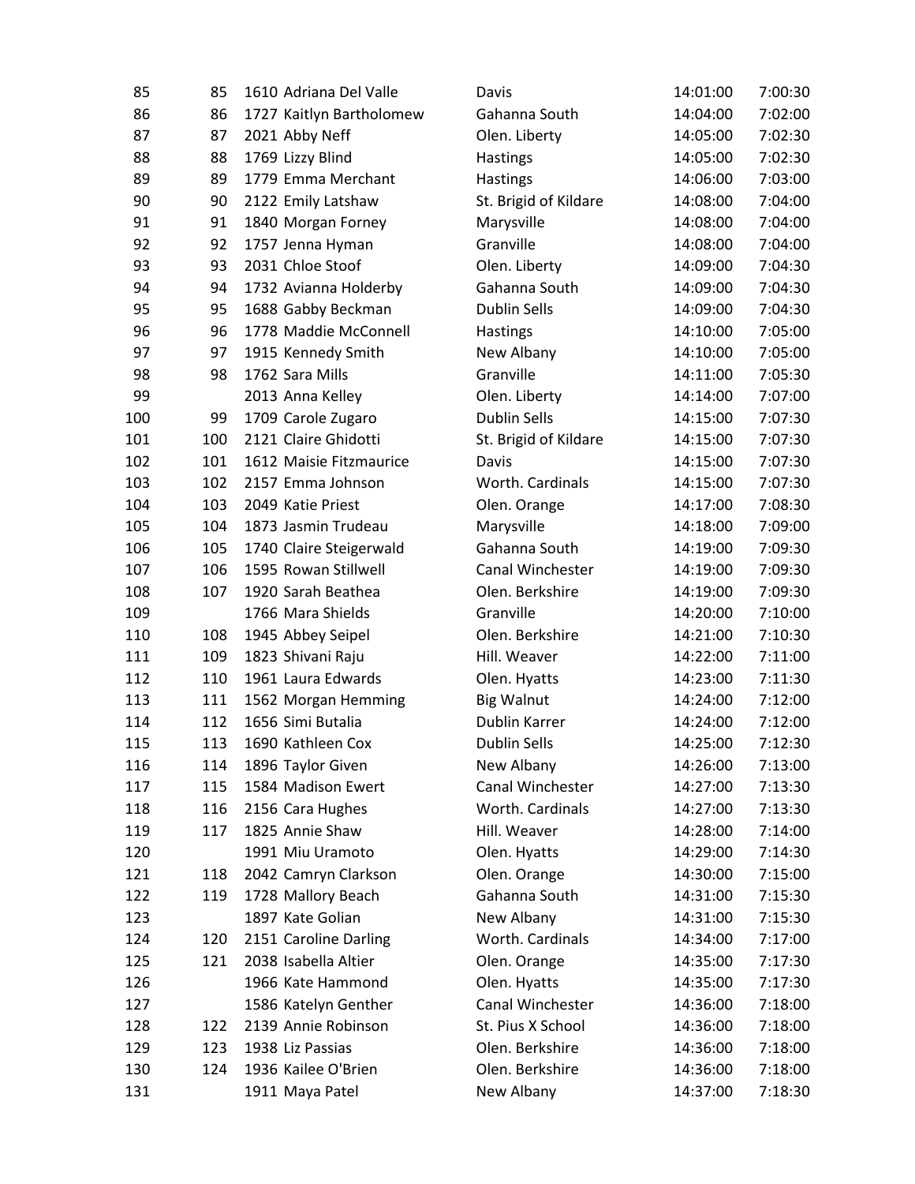| | | | | | | |
|---|---|---|---|---|---|---|
| 85 | 85 | 1610 | Adriana Del Valle | Davis | 14:01:00 | 7:00:30 |
| 86 | 86 | 1727 | Kaitlyn Bartholomew | Gahanna South | 14:04:00 | 7:02:00 |
| 87 | 87 | 2021 | Abby Neff | Olen. Liberty | 14:05:00 | 7:02:30 |
| 88 | 88 | 1769 | Lizzy Blind | Hastings | 14:05:00 | 7:02:30 |
| 89 | 89 | 1779 | Emma Merchant | Hastings | 14:06:00 | 7:03:00 |
| 90 | 90 | 2122 | Emily Latshaw | St. Brigid of Kildare | 14:08:00 | 7:04:00 |
| 91 | 91 | 1840 | Morgan Forney | Marysville | 14:08:00 | 7:04:00 |
| 92 | 92 | 1757 | Jenna Hyman | Granville | 14:08:00 | 7:04:00 |
| 93 | 93 | 2031 | Chloe Stoof | Olen. Liberty | 14:09:00 | 7:04:30 |
| 94 | 94 | 1732 | Avianna Holderby | Gahanna South | 14:09:00 | 7:04:30 |
| 95 | 95 | 1688 | Gabby Beckman | Dublin Sells | 14:09:00 | 7:04:30 |
| 96 | 96 | 1778 | Maddie McConnell | Hastings | 14:10:00 | 7:05:00 |
| 97 | 97 | 1915 | Kennedy Smith | New Albany | 14:10:00 | 7:05:00 |
| 98 | 98 | 1762 | Sara Mills | Granville | 14:11:00 | 7:05:30 |
| 99 | | 2013 | Anna Kelley | Olen. Liberty | 14:14:00 | 7:07:00 |
| 100 | 99 | 1709 | Carole Zugaro | Dublin Sells | 14:15:00 | 7:07:30 |
| 101 | 100 | 2121 | Claire Ghidotti | St. Brigid of Kildare | 14:15:00 | 7:07:30 |
| 102 | 101 | 1612 | Maisie Fitzmaurice | Davis | 14:15:00 | 7:07:30 |
| 103 | 102 | 2157 | Emma Johnson | Worth. Cardinals | 14:15:00 | 7:07:30 |
| 104 | 103 | 2049 | Katie Priest | Olen. Orange | 14:17:00 | 7:08:30 |
| 105 | 104 | 1873 | Jasmin Trudeau | Marysville | 14:18:00 | 7:09:00 |
| 106 | 105 | 1740 | Claire Steigerwald | Gahanna South | 14:19:00 | 7:09:30 |
| 107 | 106 | 1595 | Rowan Stillwell | Canal Winchester | 14:19:00 | 7:09:30 |
| 108 | 107 | 1920 | Sarah Beathea | Olen. Berkshire | 14:19:00 | 7:09:30 |
| 109 | | 1766 | Mara Shields | Granville | 14:20:00 | 7:10:00 |
| 110 | 108 | 1945 | Abbey Seipel | Olen. Berkshire | 14:21:00 | 7:10:30 |
| 111 | 109 | 1823 | Shivani Raju | Hill. Weaver | 14:22:00 | 7:11:00 |
| 112 | 110 | 1961 | Laura Edwards | Olen. Hyatts | 14:23:00 | 7:11:30 |
| 113 | 111 | 1562 | Morgan Hemming | Big Walnut | 14:24:00 | 7:12:00 |
| 114 | 112 | 1656 | Simi Butalia | Dublin Karrer | 14:24:00 | 7:12:00 |
| 115 | 113 | 1690 | Kathleen Cox | Dublin Sells | 14:25:00 | 7:12:30 |
| 116 | 114 | 1896 | Taylor Given | New Albany | 14:26:00 | 7:13:00 |
| 117 | 115 | 1584 | Madison Ewert | Canal Winchester | 14:27:00 | 7:13:30 |
| 118 | 116 | 2156 | Cara Hughes | Worth. Cardinals | 14:27:00 | 7:13:30 |
| 119 | 117 | 1825 | Annie Shaw | Hill. Weaver | 14:28:00 | 7:14:00 |
| 120 | | 1991 | Miu Uramoto | Olen. Hyatts | 14:29:00 | 7:14:30 |
| 121 | 118 | 2042 | Camryn Clarkson | Olen. Orange | 14:30:00 | 7:15:00 |
| 122 | 119 | 1728 | Mallory Beach | Gahanna South | 14:31:00 | 7:15:30 |
| 123 | | 1897 | Kate Golian | New Albany | 14:31:00 | 7:15:30 |
| 124 | 120 | 2151 | Caroline Darling | Worth. Cardinals | 14:34:00 | 7:17:00 |
| 125 | 121 | 2038 | Isabella Altier | Olen. Orange | 14:35:00 | 7:17:30 |
| 126 | | 1966 | Kate Hammond | Olen. Hyatts | 14:35:00 | 7:17:30 |
| 127 | | 1586 | Katelyn Genther | Canal Winchester | 14:36:00 | 7:18:00 |
| 128 | 122 | 2139 | Annie Robinson | St. Pius X School | 14:36:00 | 7:18:00 |
| 129 | 123 | 1938 | Liz Passias | Olen. Berkshire | 14:36:00 | 7:18:00 |
| 130 | 124 | 1936 | Kailee O'Brien | Olen. Berkshire | 14:36:00 | 7:18:00 |
| 131 | | 1911 | Maya Patel | New Albany | 14:37:00 | 7:18:30 |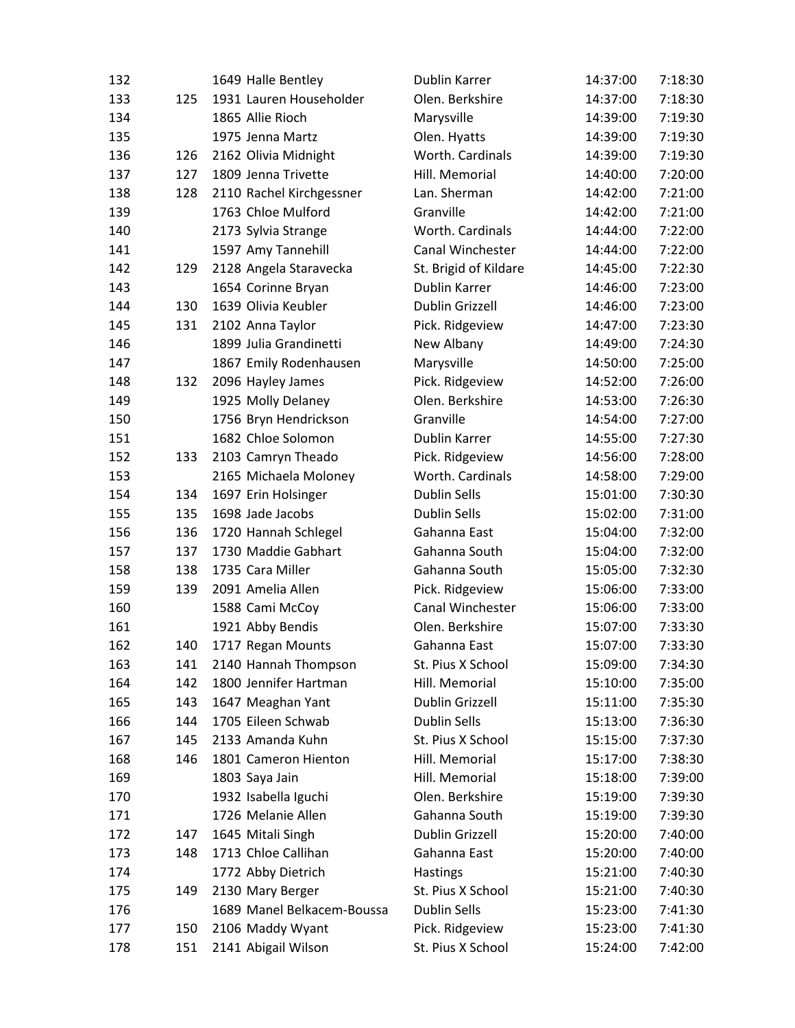| | | | | | | |
|---|---|---|---|---|---|---|
| 132 | | 1649 | Halle Bentley | Dublin Karrer | 14:37:00 | 7:18:30 |
| 133 | 125 | 1931 | Lauren Householder | Olen. Berkshire | 14:37:00 | 7:18:30 |
| 134 | | 1865 | Allie Rioch | Marysville | 14:39:00 | 7:19:30 |
| 135 | | 1975 | Jenna Martz | Olen. Hyatts | 14:39:00 | 7:19:30 |
| 136 | 126 | 2162 | Olivia Midnight | Worth. Cardinals | 14:39:00 | 7:19:30 |
| 137 | 127 | 1809 | Jenna Trivette | Hill. Memorial | 14:40:00 | 7:20:00 |
| 138 | 128 | 2110 | Rachel Kirchgessner | Lan. Sherman | 14:42:00 | 7:21:00 |
| 139 | | 1763 | Chloe Mulford | Granville | 14:42:00 | 7:21:00 |
| 140 | | 2173 | Sylvia Strange | Worth. Cardinals | 14:44:00 | 7:22:00 |
| 141 | | 1597 | Amy Tannehill | Canal Winchester | 14:44:00 | 7:22:00 |
| 142 | 129 | 2128 | Angela Staravecka | St. Brigid of Kildare | 14:45:00 | 7:22:30 |
| 143 | | 1654 | Corinne Bryan | Dublin Karrer | 14:46:00 | 7:23:00 |
| 144 | 130 | 1639 | Olivia Keubler | Dublin Grizzell | 14:46:00 | 7:23:00 |
| 145 | 131 | 2102 | Anna Taylor | Pick. Ridgeview | 14:47:00 | 7:23:30 |
| 146 | | 1899 | Julia Grandinetti | New Albany | 14:49:00 | 7:24:30 |
| 147 | | 1867 | Emily Rodenhausen | Marysville | 14:50:00 | 7:25:00 |
| 148 | 132 | 2096 | Hayley James | Pick. Ridgeview | 14:52:00 | 7:26:00 |
| 149 | | 1925 | Molly Delaney | Olen. Berkshire | 14:53:00 | 7:26:30 |
| 150 | | 1756 | Bryn Hendrickson | Granville | 14:54:00 | 7:27:00 |
| 151 | | 1682 | Chloe Solomon | Dublin Karrer | 14:55:00 | 7:27:30 |
| 152 | 133 | 2103 | Camryn Theado | Pick. Ridgeview | 14:56:00 | 7:28:00 |
| 153 | | 2165 | Michaela Moloney | Worth. Cardinals | 14:58:00 | 7:29:00 |
| 154 | 134 | 1697 | Erin Holsinger | Dublin Sells | 15:01:00 | 7:30:30 |
| 155 | 135 | 1698 | Jade Jacobs | Dublin Sells | 15:02:00 | 7:31:00 |
| 156 | 136 | 1720 | Hannah Schlegel | Gahanna East | 15:04:00 | 7:32:00 |
| 157 | 137 | 1730 | Maddie Gabhart | Gahanna South | 15:04:00 | 7:32:00 |
| 158 | 138 | 1735 | Cara Miller | Gahanna South | 15:05:00 | 7:32:30 |
| 159 | 139 | 2091 | Amelia Allen | Pick. Ridgeview | 15:06:00 | 7:33:00 |
| 160 | | 1588 | Cami McCoy | Canal Winchester | 15:06:00 | 7:33:00 |
| 161 | | 1921 | Abby Bendis | Olen. Berkshire | 15:07:00 | 7:33:30 |
| 162 | 140 | 1717 | Regan Mounts | Gahanna East | 15:07:00 | 7:33:30 |
| 163 | 141 | 2140 | Hannah Thompson | St. Pius X School | 15:09:00 | 7:34:30 |
| 164 | 142 | 1800 | Jennifer Hartman | Hill. Memorial | 15:10:00 | 7:35:00 |
| 165 | 143 | 1647 | Meaghan Yant | Dublin Grizzell | 15:11:00 | 7:35:30 |
| 166 | 144 | 1705 | Eileen Schwab | Dublin Sells | 15:13:00 | 7:36:30 |
| 167 | 145 | 2133 | Amanda Kuhn | St. Pius X School | 15:15:00 | 7:37:30 |
| 168 | 146 | 1801 | Cameron Hienton | Hill. Memorial | 15:17:00 | 7:38:30 |
| 169 | | 1803 | Saya Jain | Hill. Memorial | 15:18:00 | 7:39:00 |
| 170 | | 1932 | Isabella Iguchi | Olen. Berkshire | 15:19:00 | 7:39:30 |
| 171 | | 1726 | Melanie Allen | Gahanna South | 15:19:00 | 7:39:30 |
| 172 | 147 | 1645 | Mitali Singh | Dublin Grizzell | 15:20:00 | 7:40:00 |
| 173 | 148 | 1713 | Chloe Callihan | Gahanna East | 15:20:00 | 7:40:00 |
| 174 | | 1772 | Abby Dietrich | Hastings | 15:21:00 | 7:40:30 |
| 175 | 149 | 2130 | Mary Berger | St. Pius X School | 15:21:00 | 7:40:30 |
| 176 | | 1689 | Manel Belkacem-Boussa | Dublin Sells | 15:23:00 | 7:41:30 |
| 177 | 150 | 2106 | Maddy Wyant | Pick. Ridgeview | 15:23:00 | 7:41:30 |
| 178 | 151 | 2141 | Abigail Wilson | St. Pius X School | 15:24:00 | 7:42:00 |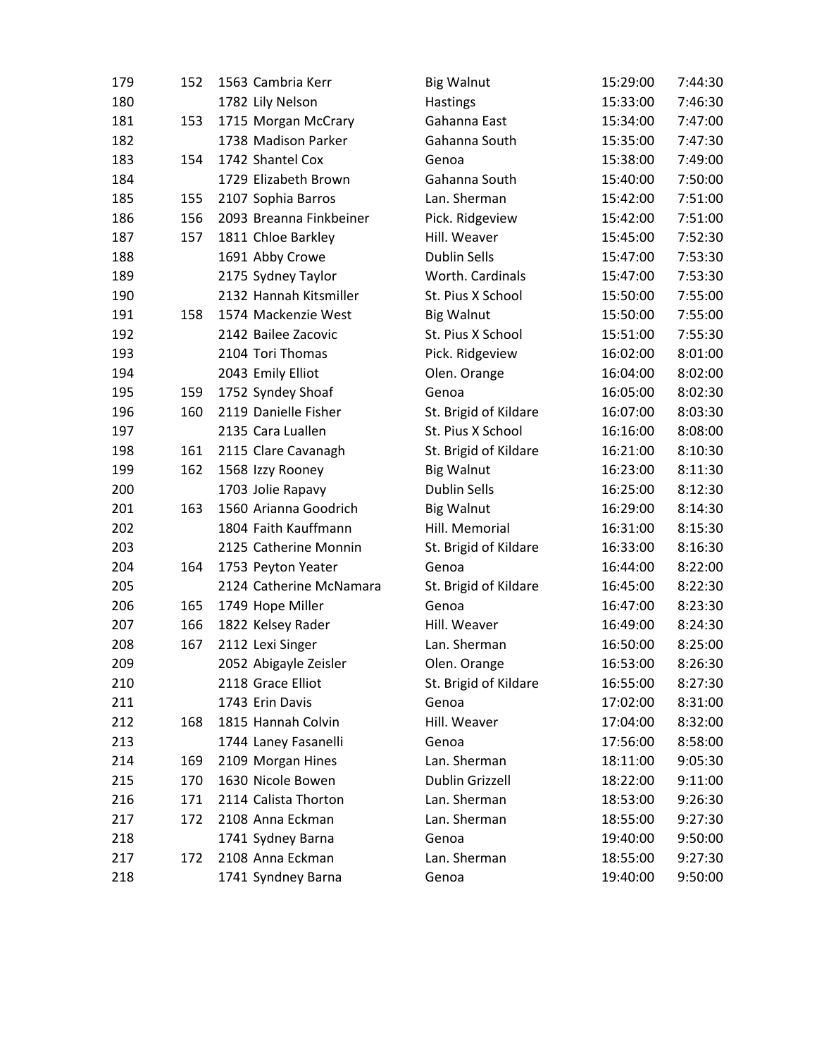| | | | | | | |
|---|---|---|---|---|---|---|
| 179 | 152 | 1563 | Cambria Kerr | Big Walnut | 15:29:00 | 7:44:30 |
| 180 | | 1782 | Lily Nelson | Hastings | 15:33:00 | 7:46:30 |
| 181 | 153 | 1715 | Morgan McCrary | Gahanna East | 15:34:00 | 7:47:00 |
| 182 | | 1738 | Madison Parker | Gahanna South | 15:35:00 | 7:47:30 |
| 183 | 154 | 1742 | Shantel Cox | Genoa | 15:38:00 | 7:49:00 |
| 184 | | 1729 | Elizabeth Brown | Gahanna South | 15:40:00 | 7:50:00 |
| 185 | 155 | 2107 | Sophia Barros | Lan. Sherman | 15:42:00 | 7:51:00 |
| 186 | 156 | 2093 | Breanna Finkbeiner | Pick. Ridgeview | 15:42:00 | 7:51:00 |
| 187 | 157 | 1811 | Chloe Barkley | Hill. Weaver | 15:45:00 | 7:52:30 |
| 188 | | 1691 | Abby Crowe | Dublin Sells | 15:47:00 | 7:53:30 |
| 189 | | 2175 | Sydney Taylor | Worth. Cardinals | 15:47:00 | 7:53:30 |
| 190 | | 2132 | Hannah Kitsmiller | St. Pius X School | 15:50:00 | 7:55:00 |
| 191 | 158 | 1574 | Mackenzie West | Big Walnut | 15:50:00 | 7:55:00 |
| 192 | | 2142 | Bailee Zacovic | St. Pius X School | 15:51:00 | 7:55:30 |
| 193 | | 2104 | Tori Thomas | Pick. Ridgeview | 16:02:00 | 8:01:00 |
| 194 | | 2043 | Emily Elliot | Olen. Orange | 16:04:00 | 8:02:00 |
| 195 | 159 | 1752 | Syndey Shoaf | Genoa | 16:05:00 | 8:02:30 |
| 196 | 160 | 2119 | Danielle Fisher | St. Brigid of Kildare | 16:07:00 | 8:03:30 |
| 197 | | 2135 | Cara Luallen | St. Pius X School | 16:16:00 | 8:08:00 |
| 198 | 161 | 2115 | Clare Cavanagh | St. Brigid of Kildare | 16:21:00 | 8:10:30 |
| 199 | 162 | 1568 | Izzy Rooney | Big Walnut | 16:23:00 | 8:11:30 |
| 200 | | 1703 | Jolie Rapavy | Dublin Sells | 16:25:00 | 8:12:30 |
| 201 | 163 | 1560 | Arianna Goodrich | Big Walnut | 16:29:00 | 8:14:30 |
| 202 | | 1804 | Faith Kauffmann | Hill. Memorial | 16:31:00 | 8:15:30 |
| 203 | | 2125 | Catherine Monnin | St. Brigid of Kildare | 16:33:00 | 8:16:30 |
| 204 | 164 | 1753 | Peyton Yeater | Genoa | 16:44:00 | 8:22:00 |
| 205 | | 2124 | Catherine McNamara | St. Brigid of Kildare | 16:45:00 | 8:22:30 |
| 206 | 165 | 1749 | Hope Miller | Genoa | 16:47:00 | 8:23:30 |
| 207 | 166 | 1822 | Kelsey Rader | Hill. Weaver | 16:49:00 | 8:24:30 |
| 208 | 167 | 2112 | Lexi Singer | Lan. Sherman | 16:50:00 | 8:25:00 |
| 209 | | 2052 | Abigayle Zeisler | Olen. Orange | 16:53:00 | 8:26:30 |
| 210 | | 2118 | Grace Elliot | St. Brigid of Kildare | 16:55:00 | 8:27:30 |
| 211 | | 1743 | Erin Davis | Genoa | 17:02:00 | 8:31:00 |
| 212 | 168 | 1815 | Hannah Colvin | Hill. Weaver | 17:04:00 | 8:32:00 |
| 213 | | 1744 | Laney Fasanelli | Genoa | 17:56:00 | 8:58:00 |
| 214 | 169 | 2109 | Morgan Hines | Lan. Sherman | 18:11:00 | 9:05:30 |
| 215 | 170 | 1630 | Nicole Bowen | Dublin Grizzell | 18:22:00 | 9:11:00 |
| 216 | 171 | 2114 | Calista Thorton | Lan. Sherman | 18:53:00 | 9:26:30 |
| 217 | 172 | 2108 | Anna Eckman | Lan. Sherman | 18:55:00 | 9:27:30 |
| 218 | | 1741 | Sydney Barna | Genoa | 19:40:00 | 9:50:00 |
| 217 | 172 | 2108 | Anna Eckman | Lan. Sherman | 18:55:00 | 9:27:30 |
| 218 | | 1741 | Syndney Barna | Genoa | 19:40:00 | 9:50:00 |